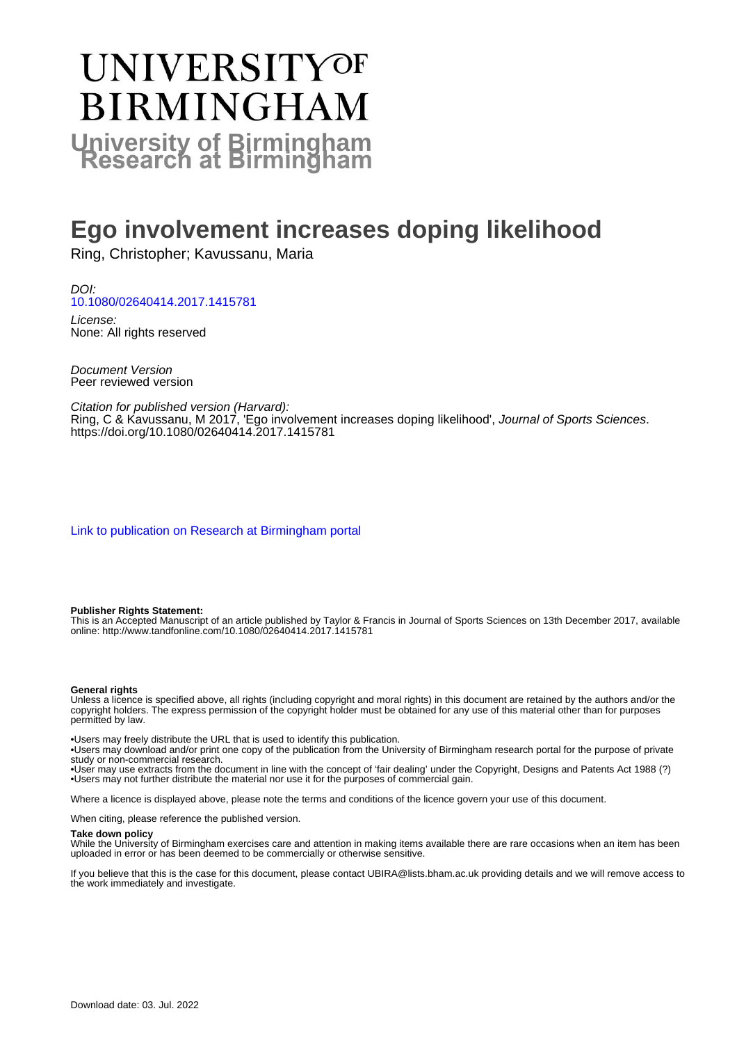# UNIVERSITY OF BIRMINGHAM

**University of Birmingham Research at Birmingham**

# Ego involvement increases doping likelihood

Ring, Christopher; Kavussanu, Maria

*DOI:*
10.1080/02640414.2017.1415781

*License:*
None: All rights reserved

*Document Version*
Peer reviewed version

*Citation for published version (Harvard):*
Ring, C & Kavussanu, M 2017, 'Ego involvement increases doping likelihood', *Journal of Sports Sciences*. https://doi.org/10.1080/02640414.2017.1415781

Link to publication on Research at Birmingham portal

**Publisher Rights Statement:**
This is an Accepted Manuscript of an article published by Taylor & Francis in Journal of Sports Sciences on 13th December 2017, available online: http://www.tandfonline.com/10.1080/02640414.2017.1415781

**General rights**
Unless a licence is specified above, all rights (including copyright and moral rights) in this document are retained by the authors and/or the copyright holders. The express permission of the copyright holder must be obtained for any use of this material other than for purposes permitted by law.

•Users may freely distribute the URL that is used to identify this publication.
•Users may download and/or print one copy of the publication from the University of Birmingham research portal for the purpose of private study or non-commercial research.
•User may use extracts from the document in line with the concept of 'fair dealing' under the Copyright, Designs and Patents Act 1988 (?)
•Users may not further distribute the material nor use it for the purposes of commercial gain.

Where a licence is displayed above, please note the terms and conditions of the licence govern your use of this document.

When citing, please reference the published version.

**Take down policy**
While the University of Birmingham exercises care and attention in making items available there are rare occasions when an item has been uploaded in error or has been deemed to be commercially or otherwise sensitive.

If you believe that this is the case for this document, please contact UBIRA@lists.bham.ac.uk providing details and we will remove access to the work immediately and investigate.

Download date: 03. Jul. 2022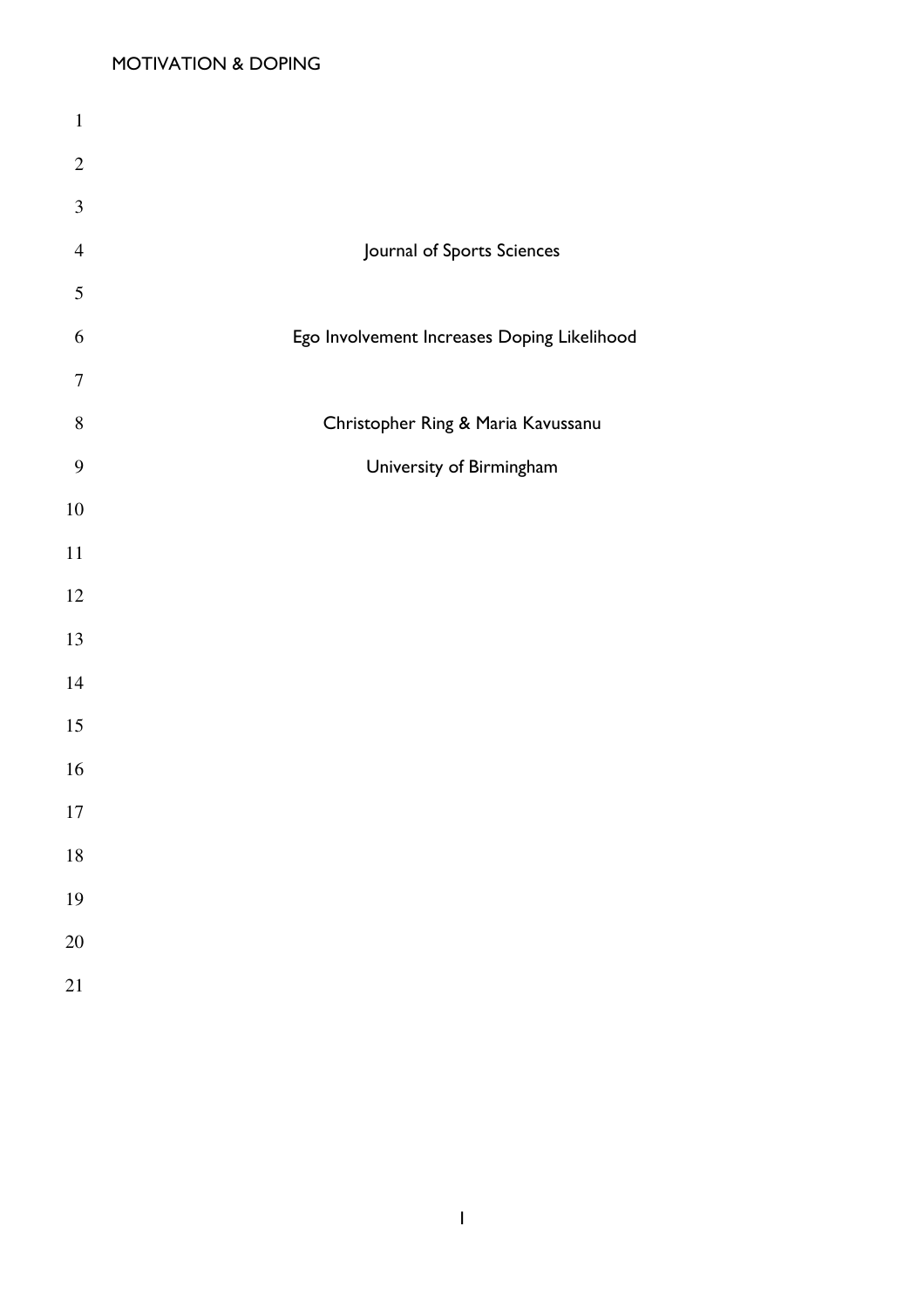Journal of Sports Sciences

# Ego Involvement Increases Doping Likelihood

Christopher Ring & Maria Kavussanu

University of Birmingham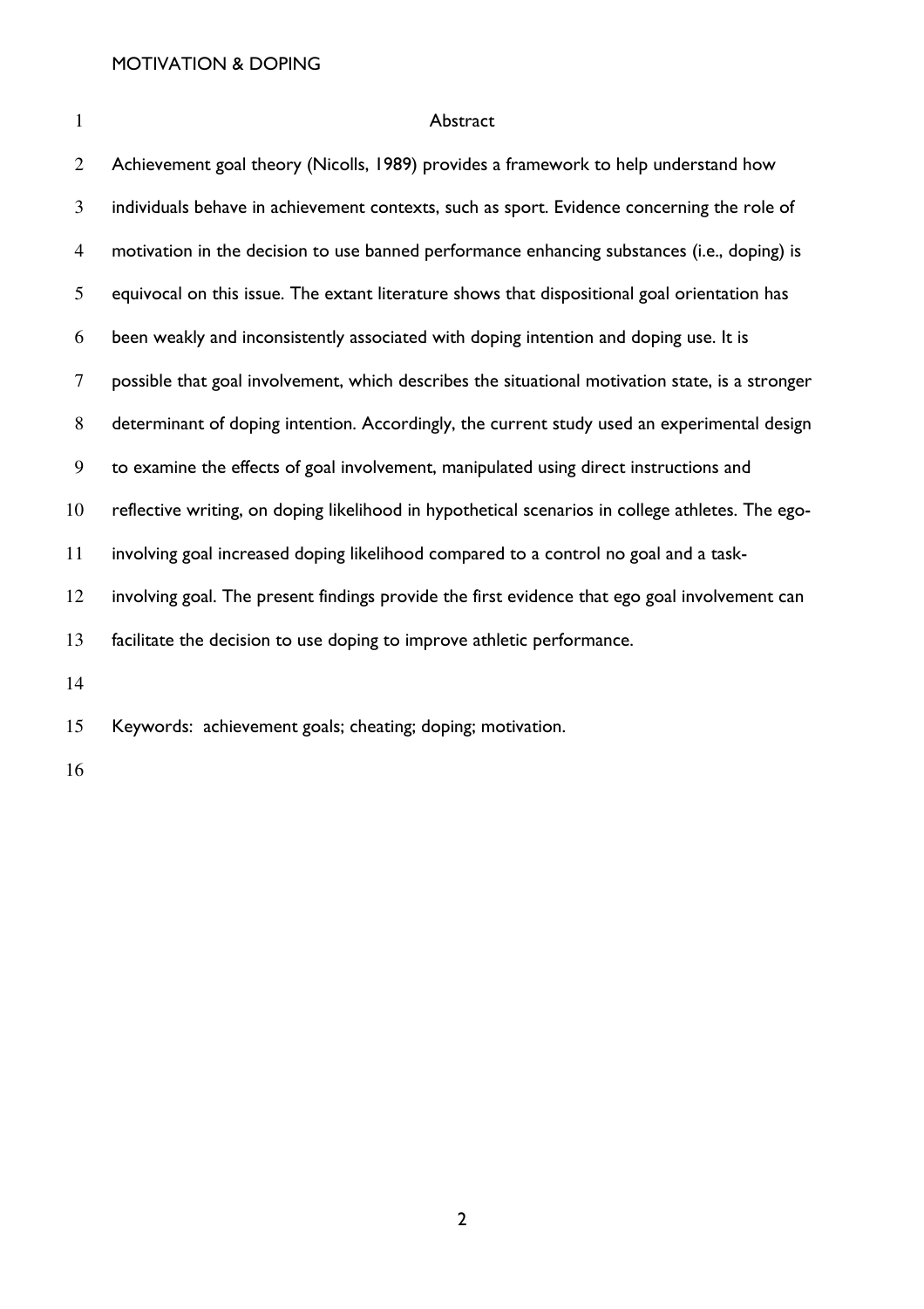## Abstract

Achievement goal theory (Nicolls, 1989) provides a framework to help understand how individuals behave in achievement contexts, such as sport. Evidence concerning the role of motivation in the decision to use banned performance enhancing substances (i.e., doping) is equivocal on this issue. The extant literature shows that dispositional goal orientation has been weakly and inconsistently associated with doping intention and doping use. It is possible that goal involvement, which describes the situational motivation state, is a stronger determinant of doping intention. Accordingly, the current study used an experimental design to examine the effects of goal involvement, manipulated using direct instructions and reflective writing, on doping likelihood in hypothetical scenarios in college athletes. The ego-involving goal increased doping likelihood compared to a control no goal and a task-involving goal. The present findings provide the first evidence that ego goal involvement can facilitate the decision to use doping to improve athletic performance.

Keywords: achievement goals; cheating; doping; motivation.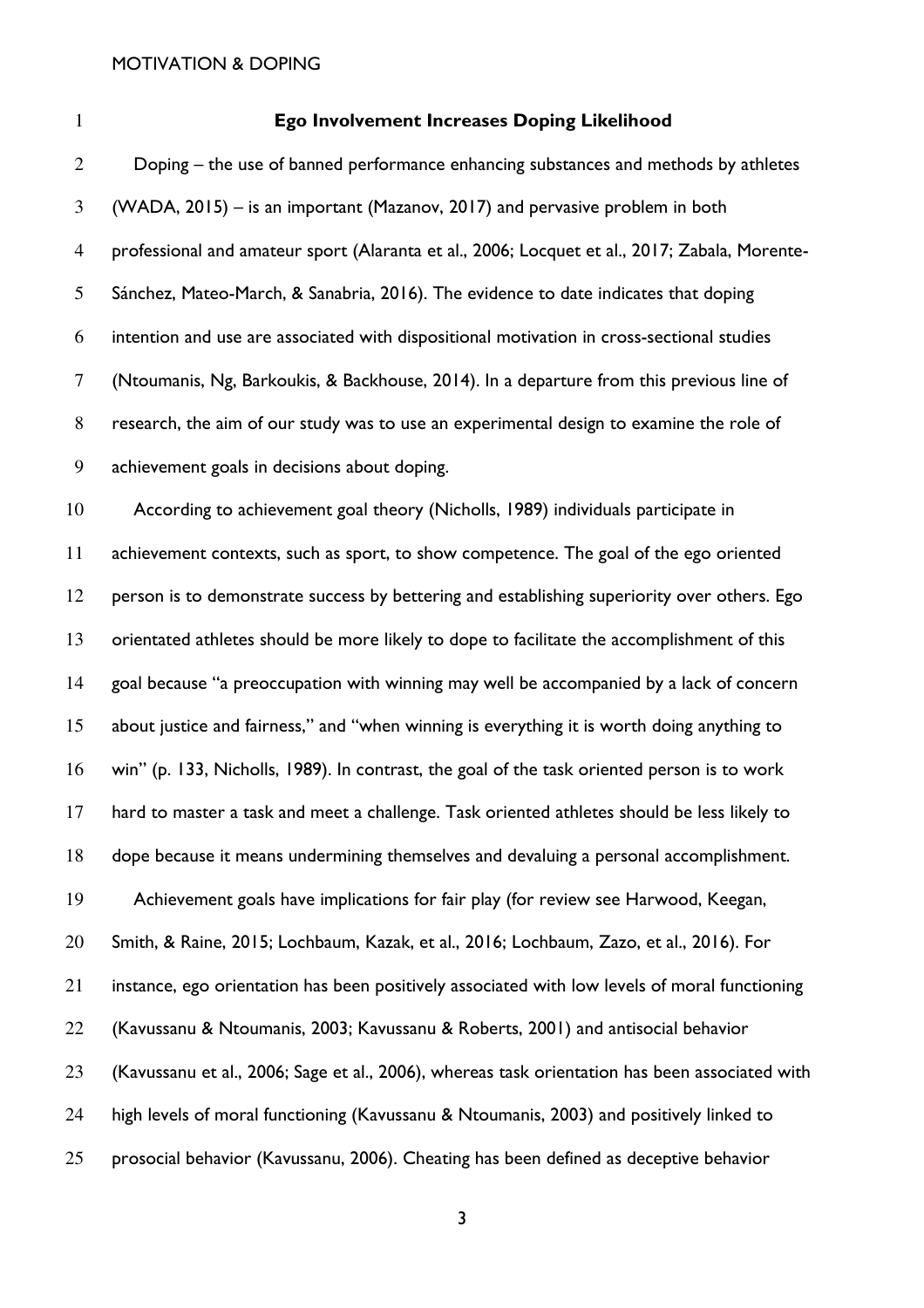# Ego Involvement Increases Doping Likelihood

Doping – the use of banned performance enhancing substances and methods by athletes (WADA, 2015) – is an important (Mazanov, 2017) and pervasive problem in both professional and amateur sport (Alaranta et al., 2006; Locquet et al., 2017; Zabala, Morente-Sánchez, Mateo-March, & Sanabria, 2016). The evidence to date indicates that doping intention and use are associated with dispositional motivation in cross-sectional studies (Ntoumanis, Ng, Barkoukis, & Backhouse, 2014). In a departure from this previous line of research, the aim of our study was to use an experimental design to examine the role of achievement goals in decisions about doping.

According to achievement goal theory (Nicholls, 1989) individuals participate in achievement contexts, such as sport, to show competence. The goal of the ego oriented person is to demonstrate success by bettering and establishing superiority over others. Ego orientated athletes should be more likely to dope to facilitate the accomplishment of this goal because "a preoccupation with winning may well be accompanied by a lack of concern about justice and fairness," and "when winning is everything it is worth doing anything to win" (p. 133, Nicholls, 1989). In contrast, the goal of the task oriented person is to work hard to master a task and meet a challenge. Task oriented athletes should be less likely to dope because it means undermining themselves and devaluing a personal accomplishment.

Achievement goals have implications for fair play (for review see Harwood, Keegan, Smith, & Raine, 2015; Lochbaum, Kazak, et al., 2016; Lochbaum, Zazo, et al., 2016). For instance, ego orientation has been positively associated with low levels of moral functioning (Kavussanu & Ntoumanis, 2003; Kavussanu & Roberts, 2001) and antisocial behavior (Kavussanu et al., 2006; Sage et al., 2006), whereas task orientation has been associated with high levels of moral functioning (Kavussanu & Ntoumanis, 2003) and positively linked to prosocial behavior (Kavussanu, 2006). Cheating has been defined as deceptive behavior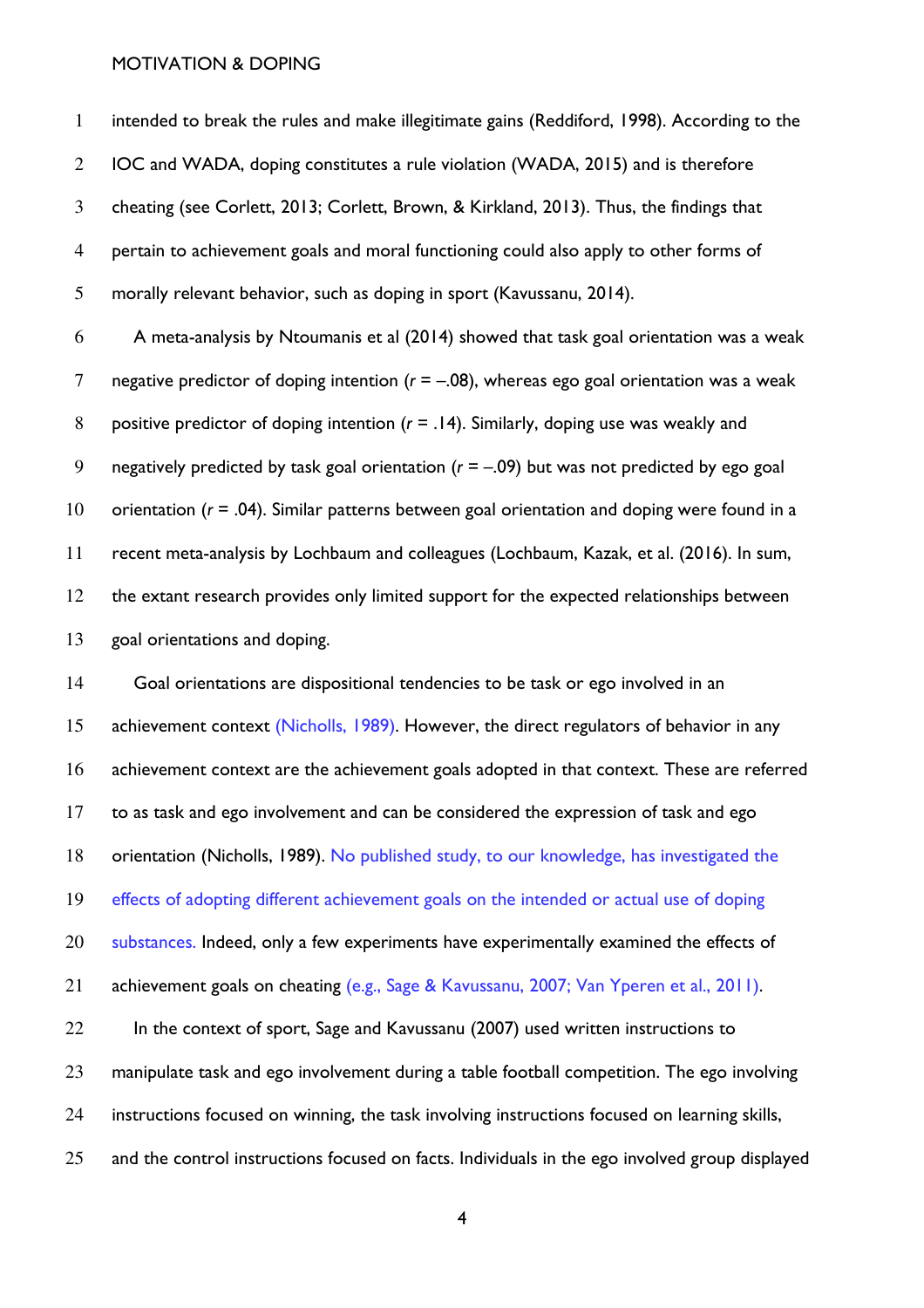intended to break the rules and make illegitimate gains (Reddiford, 1998). According to the IOC and WADA, doping constitutes a rule violation (WADA, 2015) and is therefore cheating (see Corlett, 2013; Corlett, Brown, & Kirkland, 2013). Thus, the findings that pertain to achievement goals and moral functioning could also apply to other forms of morally relevant behavior, such as doping in sport (Kavussanu, 2014).

A meta-analysis by Ntoumanis et al (2014) showed that task goal orientation was a weak negative predictor of doping intention ($r$ = –.08), whereas ego goal orientation was a weak positive predictor of doping intention ($r$ = .14). Similarly, doping use was weakly and negatively predicted by task goal orientation ($r$ = –.09) but was not predicted by ego goal orientation ($r$ = .04). Similar patterns between goal orientation and doping were found in a recent meta-analysis by Lochbaum and colleagues (Lochbaum, Kazak, et al. (2016). In sum, the extant research provides only limited support for the expected relationships between goal orientations and doping.

Goal orientations are dispositional tendencies to be task or ego involved in an achievement context (Nicholls, 1989). However, the direct regulators of behavior in any achievement context are the achievement goals adopted in that context. These are referred to as task and ego involvement and can be considered the expression of task and ego orientation (Nicholls, 1989). No published study, to our knowledge, has investigated the effects of adopting different achievement goals on the intended or actual use of doping substances. Indeed, only a few experiments have experimentally examined the effects of achievement goals on cheating (e.g., Sage & Kavussanu, 2007; Van Yperen et al., 2011).

In the context of sport, Sage and Kavussanu (2007) used written instructions to manipulate task and ego involvement during a table football competition. The ego involving instructions focused on winning, the task involving instructions focused on learning skills, and the control instructions focused on facts. Individuals in the ego involved group displayed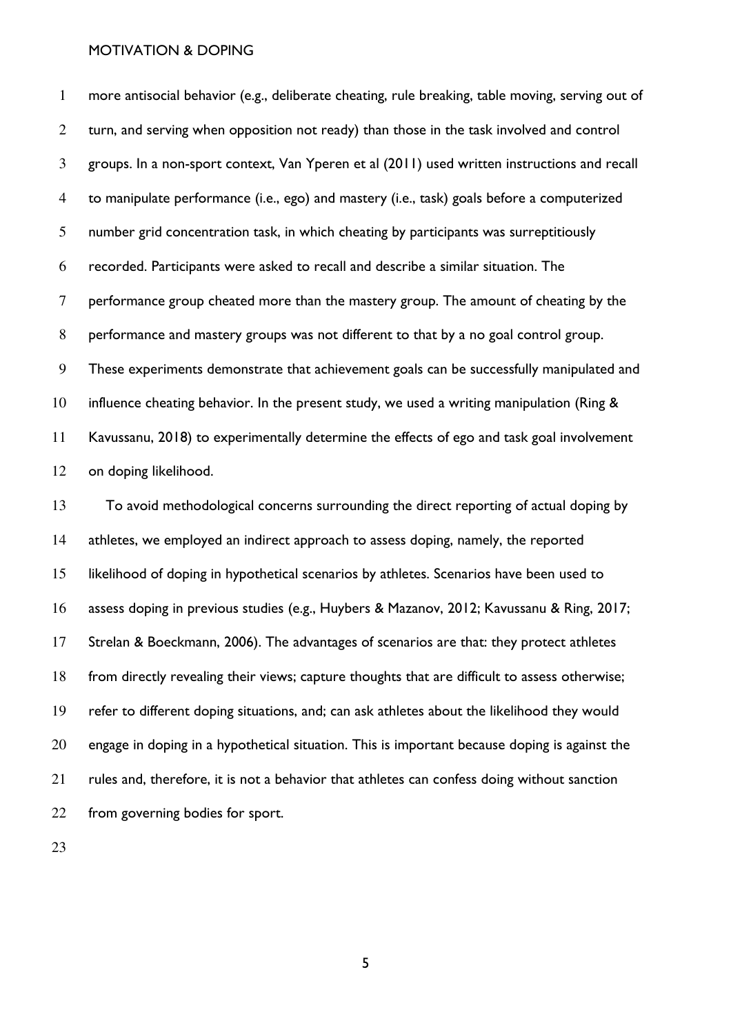more antisocial behavior (e.g., deliberate cheating, rule breaking, table moving, serving out of turn, and serving when opposition not ready) than those in the task involved and control groups. In a non-sport context, Van Yperen et al (2011) used written instructions and recall to manipulate performance (i.e., ego) and mastery (i.e., task) goals before a computerized number grid concentration task, in which cheating by participants was surreptitiously recorded. Participants were asked to recall and describe a similar situation. The performance group cheated more than the mastery group. The amount of cheating by the performance and mastery groups was not different to that by a no goal control group. These experiments demonstrate that achievement goals can be successfully manipulated and influence cheating behavior. In the present study, we used a writing manipulation (Ring & Kavussanu, 2018) to experimentally determine the effects of ego and task goal involvement on doping likelihood.

To avoid methodological concerns surrounding the direct reporting of actual doping by athletes, we employed an indirect approach to assess doping, namely, the reported likelihood of doping in hypothetical scenarios by athletes. Scenarios have been used to assess doping in previous studies (e.g., Huybers & Mazanov, 2012; Kavussanu & Ring, 2017; Strelan & Boeckmann, 2006). The advantages of scenarios are that: they protect athletes from directly revealing their views; capture thoughts that are difficult to assess otherwise; refer to different doping situations, and; can ask athletes about the likelihood they would engage in doping in a hypothetical situation. This is important because doping is against the rules and, therefore, it is not a behavior that athletes can confess doing without sanction from governing bodies for sport.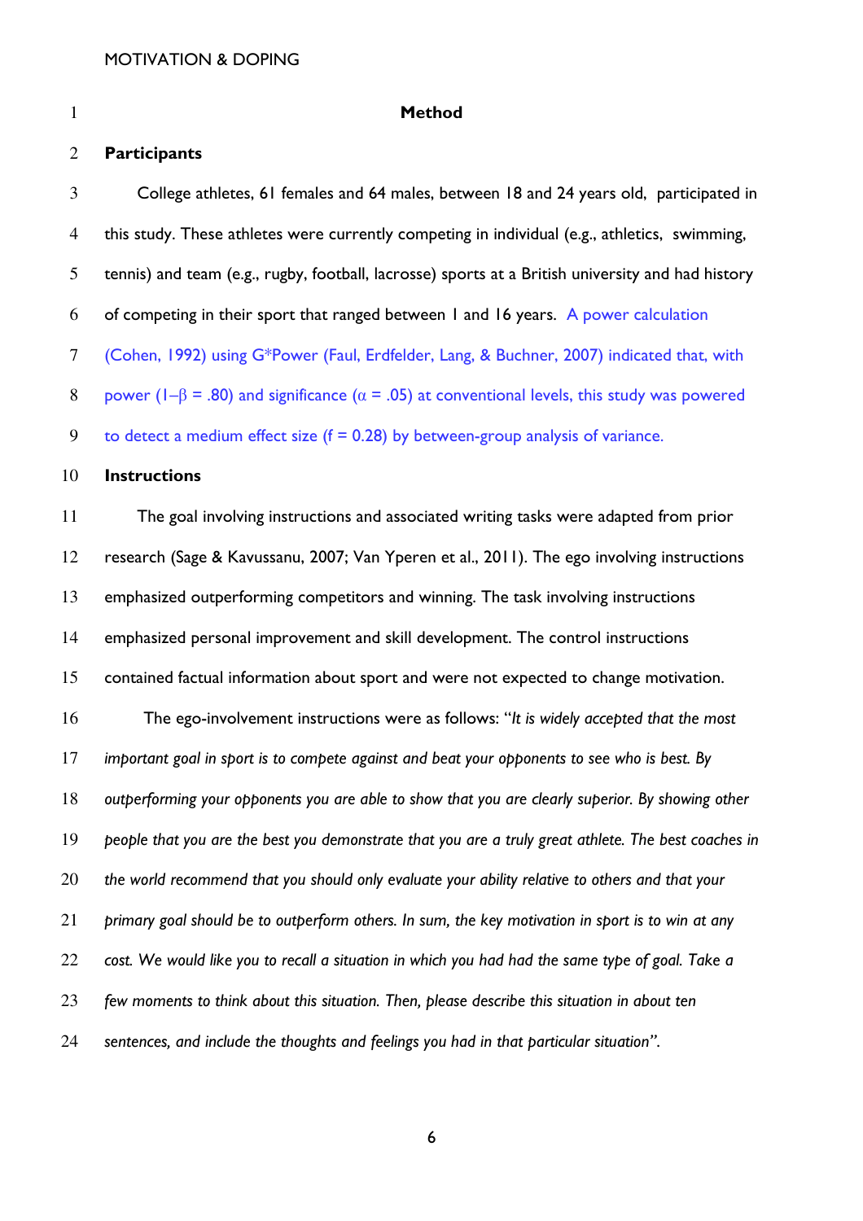# Method

## Participants

College athletes, 61 females and 64 males, between 18 and 24 years old, participated in this study. These athletes were currently competing in individual (e.g., athletics, swimming, tennis) and team (e.g., rugby, football, lacrosse) sports at a British university and had history of competing in their sport that ranged between 1 and 16 years. A power calculation (Cohen, 1992) using G*Power (Faul, Erdfelder, Lang, & Buchner, 2007) indicated that, with power ($1-\beta = .80$) and significance ($\alpha = .05$) at conventional levels, this study was powered to detect a medium effect size ($f = 0.28$) by between-group analysis of variance.

## Instructions

The goal involving instructions and associated writing tasks were adapted from prior research (Sage & Kavussanu, 2007; Van Yperen et al., 2011). The ego involving instructions emphasized outperforming competitors and winning. The task involving instructions emphasized personal improvement and skill development. The control instructions contained factual information about sport and were not expected to change motivation.

The ego-involvement instructions were as follows: "*It is widely accepted that the most important goal in sport is to compete against and beat your opponents to see who is best. By outperforming your opponents you are able to show that you are clearly superior. By showing other people that you are the best you demonstrate that you are a truly great athlete. The best coaches in the world recommend that you should only evaluate your ability relative to others and that your primary goal should be to outperform others. In sum, the key motivation in sport is to win at any cost. We would like you to recall a situation in which you had had the same type of goal. Take a few moments to think about this situation. Then, please describe this situation in about ten sentences, and include the thoughts and feelings you had in that particular situation*".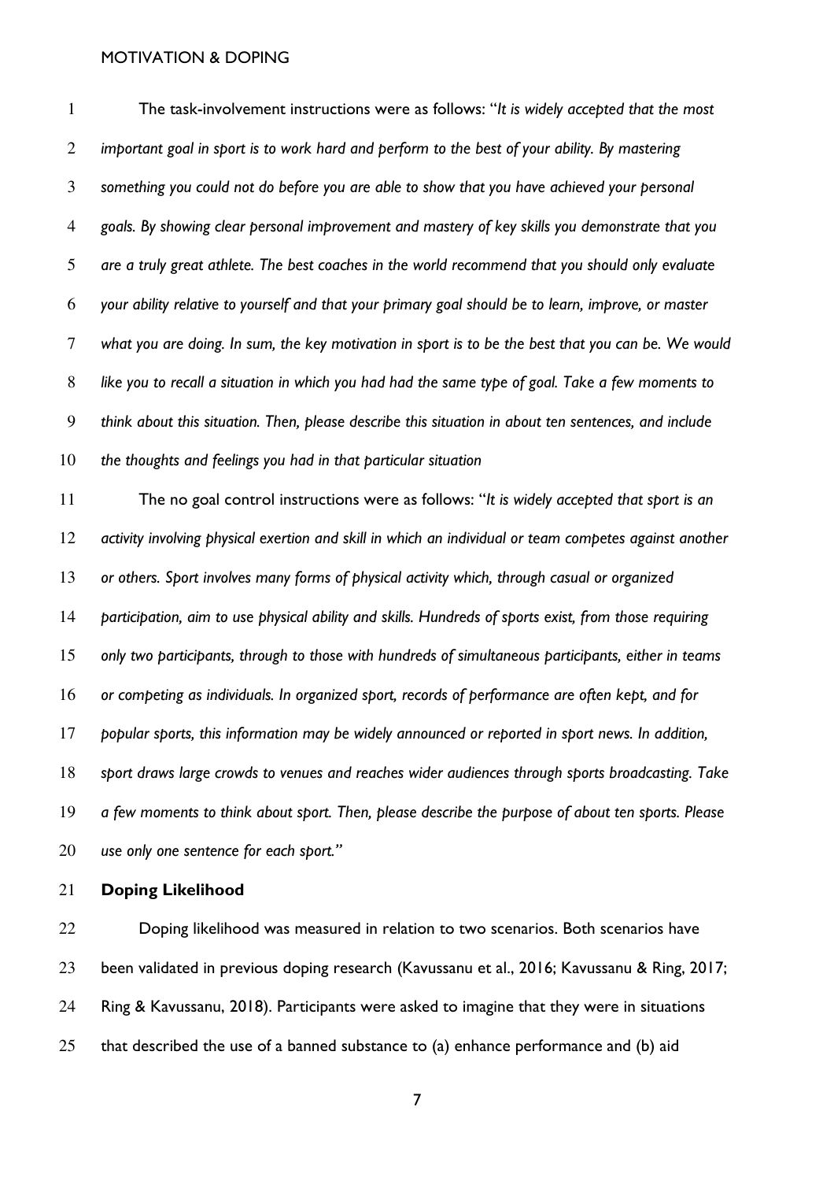The task-involvement instructions were as follows: "*It is widely accepted that the most important goal in sport is to work hard and perform to the best of your ability. By mastering something you could not do before you are able to show that you have achieved your personal goals. By showing clear personal improvement and mastery of key skills you demonstrate that you are a truly great athlete. The best coaches in the world recommend that you should only evaluate your ability relative to yourself and that your primary goal should be to learn, improve, or master what you are doing. In sum, the key motivation in sport is to be the best that you can be. We would like you to recall a situation in which you had had the same type of goal. Take a few moments to think about this situation. Then, please describe this situation in about ten sentences, and include the thoughts and feelings you had in that particular situation*

The no goal control instructions were as follows: "*It is widely accepted that sport is an activity involving physical exertion and skill in which an individual or team competes against another or others. Sport involves many forms of physical activity which, through casual or organized participation, aim to use physical ability and skills. Hundreds of sports exist, from those requiring only two participants, through to those with hundreds of simultaneous participants, either in teams or competing as individuals. In organized sport, records of performance are often kept, and for popular sports, this information may be widely announced or reported in sport news. In addition, sport draws large crowds to venues and reaches wider audiences through sports broadcasting. Take a few moments to think about sport. Then, please describe the purpose of about ten sports. Please use only one sentence for each sport.*"

**Doping Likelihood**

Doping likelihood was measured in relation to two scenarios. Both scenarios have been validated in previous doping research (Kavussanu et al., 2016; Kavussanu & Ring, 2017; Ring & Kavussanu, 2018). Participants were asked to imagine that they were in situations that described the use of a banned substance to (a) enhance performance and (b) aid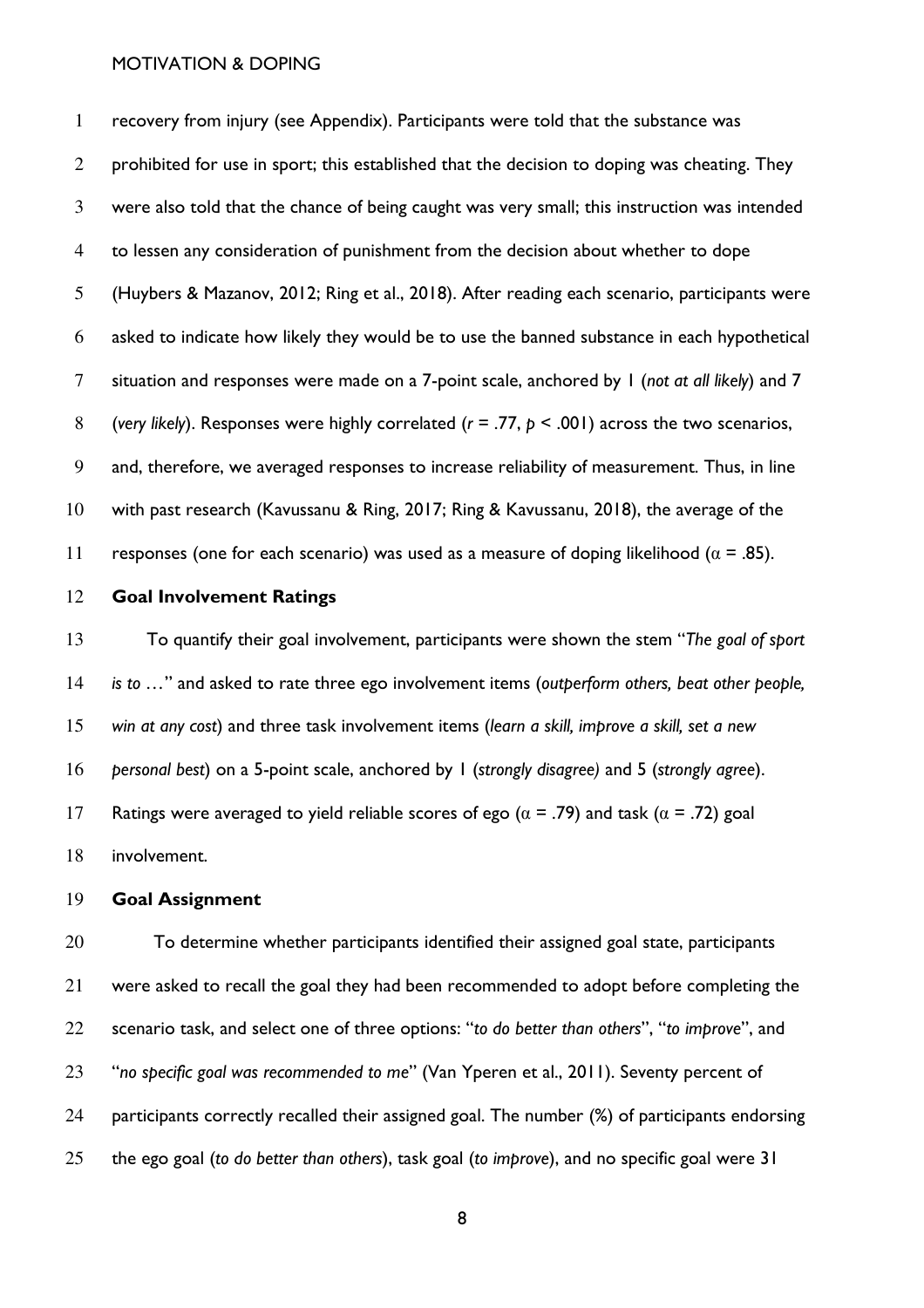recovery from injury (see Appendix). Participants were told that the substance was prohibited for use in sport; this established that the decision to doping was cheating. They were also told that the chance of being caught was very small; this instruction was intended to lessen any consideration of punishment from the decision about whether to dope (Huybers & Mazanov, 2012; Ring et al., 2018). After reading each scenario, participants were asked to indicate how likely they would be to use the banned substance in each hypothetical situation and responses were made on a 7-point scale, anchored by 1 (*not at all likely*) and 7 (*very likely*). Responses were highly correlated ($r$ = .77, $p$ < .001) across the two scenarios, and, therefore, we averaged responses to increase reliability of measurement. Thus, in line with past research (Kavussanu & Ring, 2017; Ring & Kavussanu, 2018), the average of the responses (one for each scenario) was used as a measure of doping likelihood ($\alpha$ = .85).

## Goal Involvement Ratings

To quantify their goal involvement, participants were shown the stem "*The goal of sport is to* …" and asked to rate three ego involvement items (*outperform others, beat other people, win at any cost*) and three task involvement items (*learn a skill, improve a skill, set a new personal best*) on a 5-point scale, anchored by 1 (*strongly disagree)* and 5 (*strongly agree*). Ratings were averaged to yield reliable scores of ego ($\alpha$ = .79) and task ($\alpha$ = .72) goal involvement.

## Goal Assignment

To determine whether participants identified their assigned goal state, participants were asked to recall the goal they had been recommended to adopt before completing the scenario task, and select one of three options: "*to do better than others*", "*to improve*", and "*no specific goal was recommended to me*" (Van Yperen et al., 2011). Seventy percent of participants correctly recalled their assigned goal. The number (%) of participants endorsing the ego goal (*to do better than others*), task goal (*to improve*), and no specific goal were 31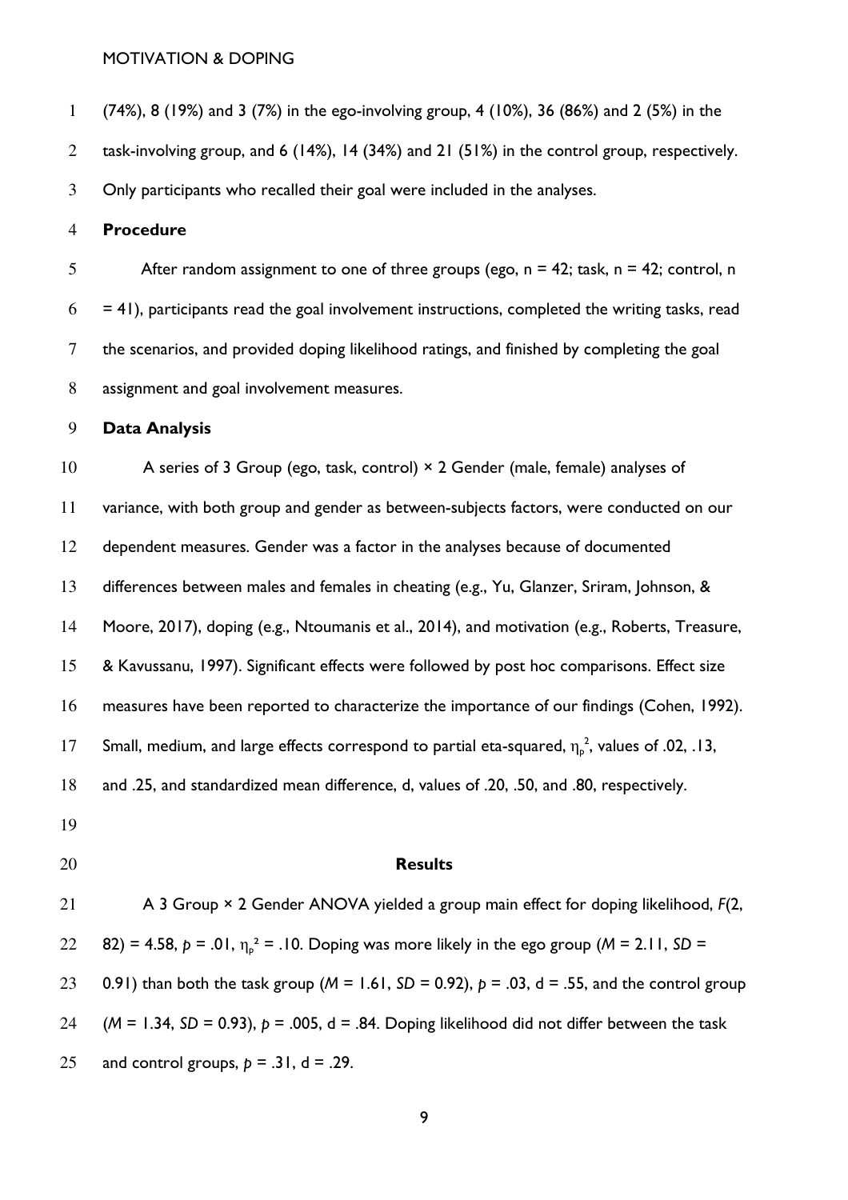(74%), 8 (19%) and 3 (7%) in the ego-involving group, 4 (10%), 36 (86%) and 2 (5%) in the task-involving group, and 6 (14%), 14 (34%) and 21 (51%) in the control group, respectively. Only participants who recalled their goal were included in the analyses.

**Procedure**

After random assignment to one of three groups (ego, n = 42; task, n = 42; control, n = 41), participants read the goal involvement instructions, completed the writing tasks, read the scenarios, and provided doping likelihood ratings, and finished by completing the goal assignment and goal involvement measures.

**Data Analysis**

A series of 3 Group (ego, task, control) × 2 Gender (male, female) analyses of variance, with both group and gender as between-subjects factors, were conducted on our dependent measures. Gender was a factor in the analyses because of documented differences between males and females in cheating (e.g., Yu, Glanzer, Sriram, Johnson, & Moore, 2017), doping (e.g., Ntoumanis et al., 2014), and motivation (e.g., Roberts, Treasure, & Kavussanu, 1997). Significant effects were followed by post hoc comparisons. Effect size measures have been reported to characterize the importance of our findings (Cohen, 1992). Small, medium, and large effects correspond to partial eta-squared, $\eta_p^2$, values of .02, .13, and .25, and standardized mean difference, d, values of .20, .50, and .80, respectively.

## Results

A 3 Group × 2 Gender ANOVA yielded a group main effect for doping likelihood, $F(2, 82) = 4.58$, $p = .01$, $\eta_p^2 = .10$. Doping was more likely in the ego group ($M = 2.11$, $SD = 0.91$) than both the task group ($M = 1.61$, $SD = 0.92$), $p = .03$, d = .55, and the control group ($M = 1.34$, $SD = 0.93$), $p = .005$, d = .84. Doping likelihood did not differ between the task and control groups, $p = .31$, d = .29.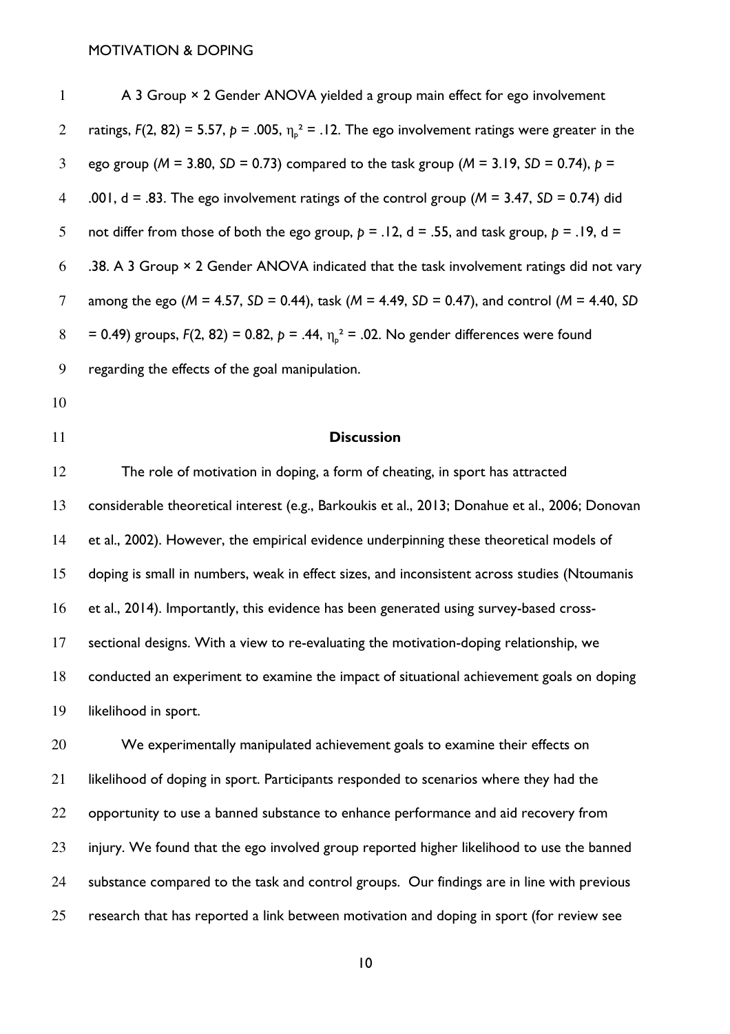A 3 Group × 2 Gender ANOVA yielded a group main effect for ego involvement ratings, $F(2, 82) = 5.57$, $p = .005$, $\eta_p^2 = .12$. The ego involvement ratings were greater in the ego group ($M = 3.80$, $SD = 0.73$) compared to the task group ($M = 3.19$, $SD = 0.74$), $p = .001$, d = .83. The ego involvement ratings of the control group ($M = 3.47$, $SD = 0.74$) did not differ from those of both the ego group, $p = .12$, d = .55, and task group, $p = .19$, d = .38. A 3 Group × 2 Gender ANOVA indicated that the task involvement ratings did not vary among the ego ($M = 4.57$, $SD = 0.44$), task ($M = 4.49$, $SD = 0.47$), and control ($M = 4.40$, $SD = 0.49$) groups, $F(2, 82) = 0.82$, $p = .44$, $\eta_p^2 = .02$. No gender differences were found regarding the effects of the goal manipulation.

## Discussion

The role of motivation in doping, a form of cheating, in sport has attracted considerable theoretical interest (e.g., Barkoukis et al., 2013; Donahue et al., 2006; Donovan et al., 2002). However, the empirical evidence underpinning these theoretical models of doping is small in numbers, weak in effect sizes, and inconsistent across studies (Ntoumanis et al., 2014). Importantly, this evidence has been generated using survey-based cross-sectional designs. With a view to re-evaluating the motivation-doping relationship, we conducted an experiment to examine the impact of situational achievement goals on doping likelihood in sport.

We experimentally manipulated achievement goals to examine their effects on likelihood of doping in sport. Participants responded to scenarios where they had the opportunity to use a banned substance to enhance performance and aid recovery from injury. We found that the ego involved group reported higher likelihood to use the banned substance compared to the task and control groups. Our findings are in line with previous research that has reported a link between motivation and doping in sport (for review see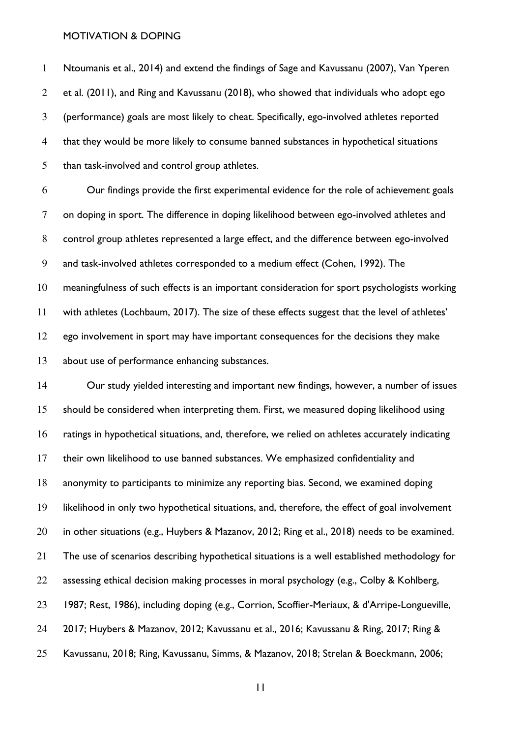Ntoumanis et al., 2014) and extend the findings of Sage and Kavussanu (2007), Van Yperen et al. (2011), and Ring and Kavussanu (2018), who showed that individuals who adopt ego (performance) goals are most likely to cheat. Specifically, ego-involved athletes reported that they would be more likely to consume banned substances in hypothetical situations than task-involved and control group athletes.

Our findings provide the first experimental evidence for the role of achievement goals on doping in sport. The difference in doping likelihood between ego-involved athletes and control group athletes represented a large effect, and the difference between ego-involved and task-involved athletes corresponded to a medium effect (Cohen, 1992). The meaningfulness of such effects is an important consideration for sport psychologists working with athletes (Lochbaum, 2017). The size of these effects suggest that the level of athletes' ego involvement in sport may have important consequences for the decisions they make about use of performance enhancing substances.

Our study yielded interesting and important new findings, however, a number of issues should be considered when interpreting them. First, we measured doping likelihood using ratings in hypothetical situations, and, therefore, we relied on athletes accurately indicating their own likelihood to use banned substances. We emphasized confidentiality and anonymity to participants to minimize any reporting bias. Second, we examined doping likelihood in only two hypothetical situations, and, therefore, the effect of goal involvement in other situations (e.g., Huybers & Mazanov, 2012; Ring et al., 2018) needs to be examined. The use of scenarios describing hypothetical situations is a well established methodology for assessing ethical decision making processes in moral psychology (e.g., Colby & Kohlberg, 1987; Rest, 1986), including doping (e.g., Corrion, Scoffier-Meriaux, & d'Arripe-Longueville, 2017; Huybers & Mazanov, 2012; Kavussanu et al., 2016; Kavussanu & Ring, 2017; Ring & Kavussanu, 2018; Ring, Kavussanu, Simms, & Mazanov, 2018; Strelan & Boeckmann, 2006;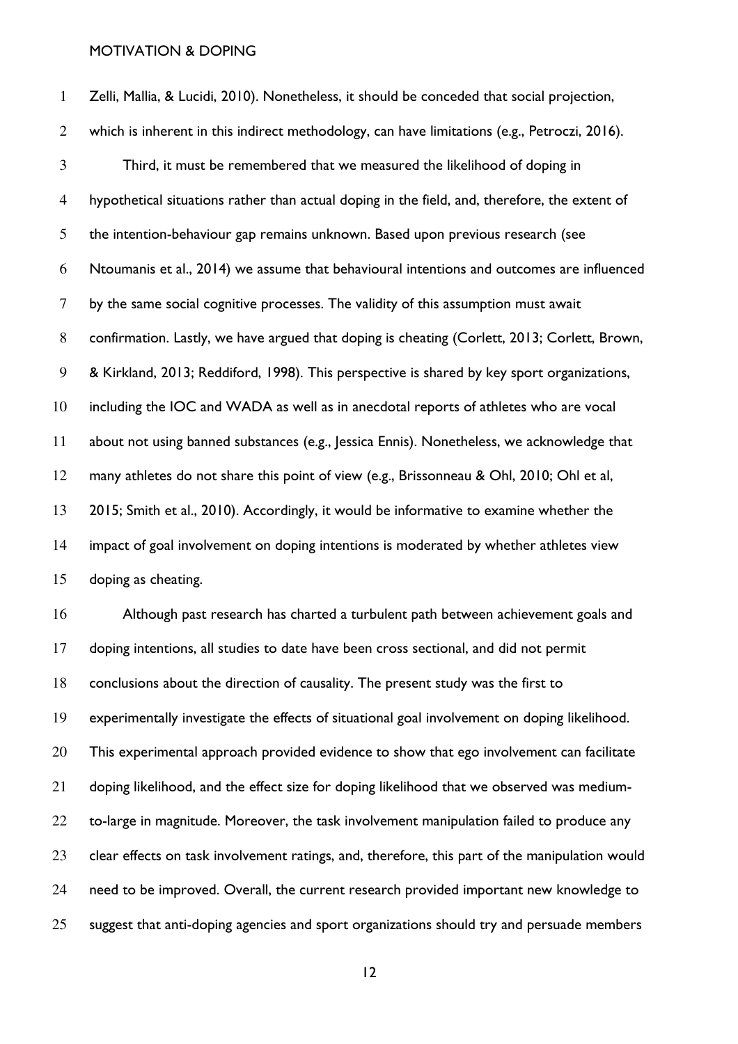Zelli, Mallia, & Lucidi, 2010). Nonetheless, it should be conceded that social projection, which is inherent in this indirect methodology, can have limitations (e.g., Petroczi, 2016).

Third, it must be remembered that we measured the likelihood of doping in hypothetical situations rather than actual doping in the field, and, therefore, the extent of the intention-behaviour gap remains unknown. Based upon previous research (see Ntoumanis et al., 2014) we assume that behavioural intentions and outcomes are influenced by the same social cognitive processes. The validity of this assumption must await confirmation. Lastly, we have argued that doping is cheating (Corlett, 2013; Corlett, Brown, & Kirkland, 2013; Reddiford, 1998). This perspective is shared by key sport organizations, including the IOC and WADA as well as in anecdotal reports of athletes who are vocal about not using banned substances (e.g., Jessica Ennis). Nonetheless, we acknowledge that many athletes do not share this point of view (e.g., Brissonneau & Ohl, 2010; Ohl et al, 2015; Smith et al., 2010). Accordingly, it would be informative to examine whether the impact of goal involvement on doping intentions is moderated by whether athletes view doping as cheating.

Although past research has charted a turbulent path between achievement goals and doping intentions, all studies to date have been cross sectional, and did not permit conclusions about the direction of causality. The present study was the first to experimentally investigate the effects of situational goal involvement on doping likelihood. This experimental approach provided evidence to show that ego involvement can facilitate doping likelihood, and the effect size for doping likelihood that we observed was medium-to-large in magnitude. Moreover, the task involvement manipulation failed to produce any clear effects on task involvement ratings, and, therefore, this part of the manipulation would need to be improved. Overall, the current research provided important new knowledge to suggest that anti-doping agencies and sport organizations should try and persuade members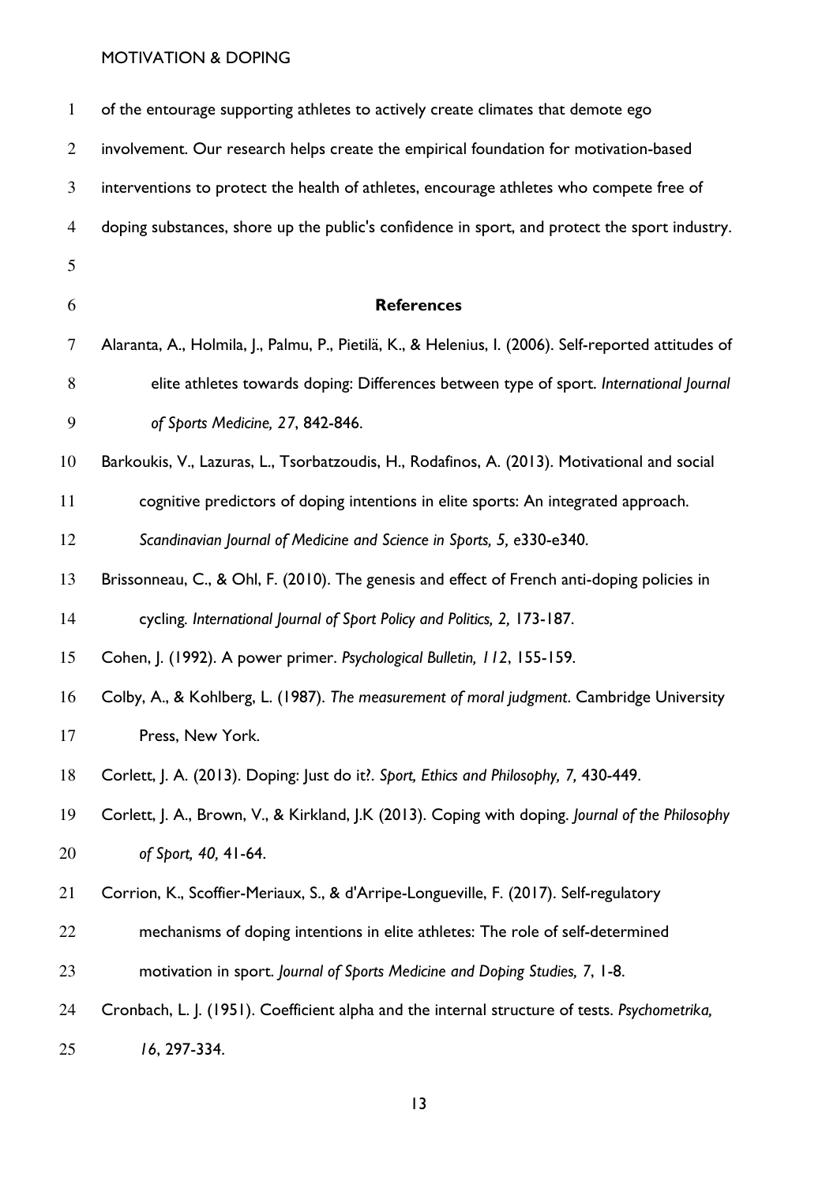of the entourage supporting athletes to actively create climates that demote ego involvement. Our research helps create the empirical foundation for motivation-based interventions to protect the health of athletes, encourage athletes who compete free of doping substances, shore up the public's confidence in sport, and protect the sport industry.

## References

Alaranta, A., Holmila, J., Palmu, P., Pietilä, K., & Helenius, I. (2006). Self-reported attitudes of elite athletes towards doping: Differences between type of sport. *International Journal of Sports Medicine, 27*, 842-846.

Barkoukis, V., Lazuras, L., Tsorbatzoudis, H., Rodafinos, A. (2013). Motivational and social cognitive predictors of doping intentions in elite sports: An integrated approach. *Scandinavian Journal of Medicine and Science in Sports, 5,* e330-e340.

Brissonneau, C., & Ohl, F. (2010). The genesis and effect of French anti-doping policies in cycling. *International Journal of Sport Policy and Politics, 2,* 173-187.

Cohen, J. (1992). A power primer. *Psychological Bulletin, 112*, 155-159.

Colby, A., & Kohlberg, L. (1987). *The measurement of moral judgment*. Cambridge University Press, New York.

Corlett, J. A. (2013). Doping: Just do it?. *Sport, Ethics and Philosophy, 7,* 430-449.

Corlett, J. A., Brown, V., & Kirkland, J.K (2013). Coping with doping. *Journal of the Philosophy of Sport, 40,* 41-64.

Corrion, K., Scoffier-Meriaux, S., & d'Arripe-Longueville, F. (2017). Self-regulatory mechanisms of doping intentions in elite athletes: The role of self-determined motivation in sport. *Journal of Sports Medicine and Doping Studies, 7*, 1-8.

Cronbach, L. J. (1951). Coefficient alpha and the internal structure of tests. *Psychometrika, 16*, 297-334.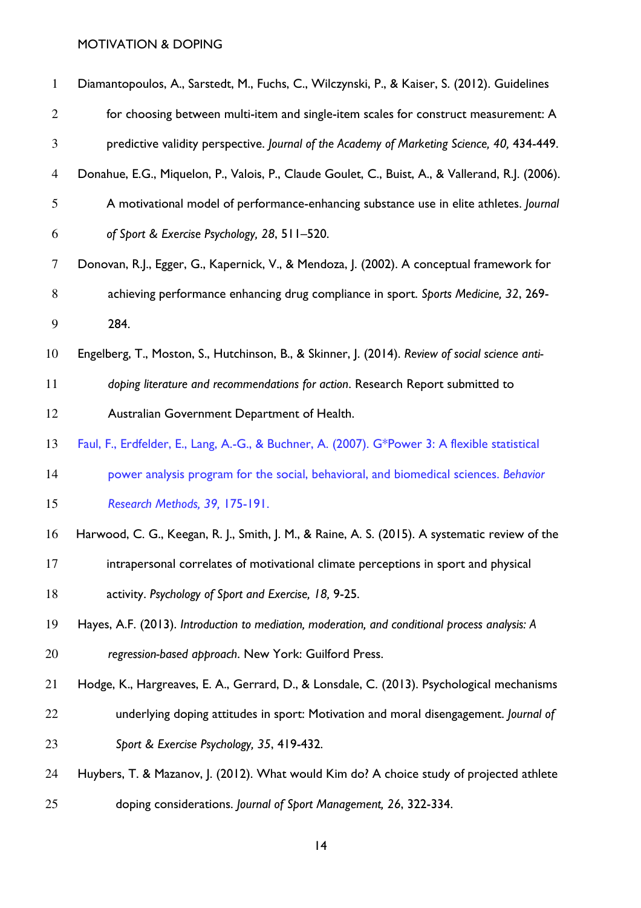Diamantopoulos, A., Sarstedt, M., Fuchs, C., Wilczynski, P., & Kaiser, S. (2012). Guidelines for choosing between multi-item and single-item scales for construct measurement: A predictive validity perspective. *Journal of the Academy of Marketing Science, 40,* 434-449.

Donahue, E.G., Miquelon, P., Valois, P., Claude Goulet, C., Buist, A., & Vallerand, R.J. (2006). A motivational model of performance-enhancing substance use in elite athletes. *Journal of Sport & Exercise Psychology, 28*, 511–520.

Donovan, R.J., Egger, G., Kapernick, V., & Mendoza, J. (2002). A conceptual framework for achieving performance enhancing drug compliance in sport. *Sports Medicine, 32*, 269-284.

Engelberg, T., Moston, S., Hutchinson, B., & Skinner, J. (2014). *Review of social science anti-doping literature and recommendations for action*. Research Report submitted to Australian Government Department of Health.

Faul, F., Erdfelder, E., Lang, A.-G., & Buchner, A. (2007). G*Power 3: A flexible statistical power analysis program for the social, behavioral, and biomedical sciences. *Behavior Research Methods, 39,* 175-191.

Harwood, C. G., Keegan, R. J., Smith, J. M., & Raine, A. S. (2015). A systematic review of the intrapersonal correlates of motivational climate perceptions in sport and physical activity. *Psychology of Sport and Exercise, 18,* 9-25.

Hayes, A.F. (2013). *Introduction to mediation, moderation, and conditional process analysis: A regression-based approach*. New York: Guilford Press.

Hodge, K., Hargreaves, E. A., Gerrard, D., & Lonsdale, C. (2013). Psychological mechanisms underlying doping attitudes in sport: Motivation and moral disengagement. *Journal of Sport & Exercise Psychology, 35*, 419-432.

Huybers, T. & Mazanov, J. (2012). What would Kim do? A choice study of projected athlete doping considerations. *Journal of Sport Management, 26*, 322-334.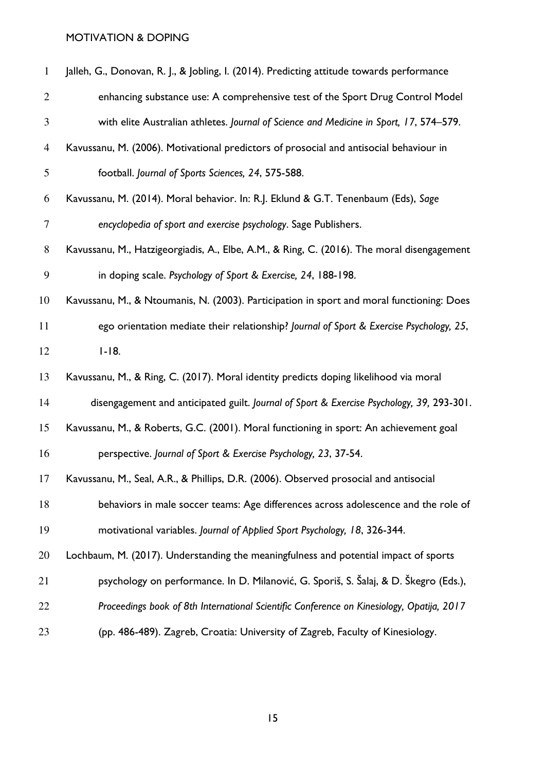Jalleh, G., Donovan, R. J., & Jobling, I. (2014). Predicting attitude towards performance enhancing substance use: A comprehensive test of the Sport Drug Control Model with elite Australian athletes. *Journal of Science and Medicine in Sport, 17*, 574–579.

Kavussanu, M. (2006). Motivational predictors of prosocial and antisocial behaviour in football. *Journal of Sports Sciences, 24*, 575-588.

Kavussanu, M. (2014). Moral behavior. In: R.J. Eklund & G.T. Tenenbaum (Eds), *Sage encyclopedia of sport and exercise psychology*. Sage Publishers.

Kavussanu, M., Hatzigeorgiadis, A., Elbe, A.M., & Ring, C. (2016). The moral disengagement in doping scale. *Psychology of Sport & Exercise, 24*, 188-198.

Kavussanu, M., & Ntoumanis, N. (2003). Participation in sport and moral functioning: Does ego orientation mediate their relationship? *Journal of Sport & Exercise Psychology, 25*, 1-18.

Kavussanu, M., & Ring, C. (2017). Moral identity predicts doping likelihood via moral disengagement and anticipated guilt. *Journal of Sport & Exercise Psychology, 39,* 293-301.

Kavussanu, M., & Roberts, G.C. (2001). Moral functioning in sport: An achievement goal perspective. *Journal of Sport & Exercise Psychology, 23*, 37-54.

Kavussanu, M., Seal, A.R., & Phillips, D.R. (2006). Observed prosocial and antisocial behaviors in male soccer teams: Age differences across adolescence and the role of motivational variables. *Journal of Applied Sport Psychology, 18*, 326-344.

Lochbaum, M. (2017). Understanding the meaningfulness and potential impact of sports psychology on performance. In D. Milanović, G. Sporiš, S. Šalaj, & D. Škegro (Eds.), *Proceedings book of 8th International Scientific Conference on Kinesiology, Opatija, 2017* (pp. 486-489). Zagreb, Croatia: University of Zagreb, Faculty of Kinesiology.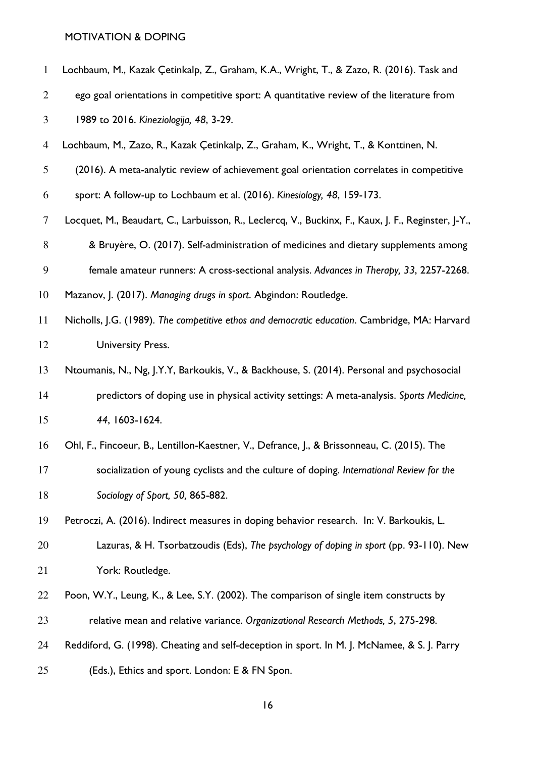Lochbaum, M., Kazak Çetinkalp, Z., Graham, K.A., Wright, T., & Zazo, R. (2016). Task and ego goal orientations in competitive sport: A quantitative review of the literature from 1989 to 2016. *Kineziologija, 48*, 3-29.

Lochbaum, M., Zazo, R., Kazak Çetinkalp, Z., Graham, K., Wright, T., & Konttinen, N. (2016). A meta-analytic review of achievement goal orientation correlates in competitive sport: A follow-up to Lochbaum et al. (2016). *Kinesiology, 48*, 159-173.

Locquet, M., Beaudart, C., Larbuisson, R., Leclercq, V., Buckinx, F., Kaux, J. F., Reginster, J-Y., & Bruyère, O. (2017). Self-administration of medicines and dietary supplements among female amateur runners: A cross-sectional analysis. *Advances in Therapy, 33*, 2257-2268.

Mazanov, J. (2017). *Managing drugs in sport*. Abgindon: Routledge.

Nicholls, J.G. (1989). *The competitive ethos and democratic education*. Cambridge, MA: Harvard University Press.

Ntoumanis, N., Ng, J.Y.Y, Barkoukis, V., & Backhouse, S. (2014). Personal and psychosocial predictors of doping use in physical activity settings: A meta-analysis. *Sports Medicine, 44*, 1603-1624.

Ohl, F., Fincoeur, B., Lentillon-Kaestner, V., Defrance, J., & Brissonneau, C. (2015). The socialization of young cyclists and the culture of doping. *International Review for the Sociology of Sport, 50,* 865-882.

Petroczi, A. (2016). Indirect measures in doping behavior research. In: V. Barkoukis, L. Lazuras, & H. Tsorbatzoudis (Eds), *The psychology of doping in sport* (pp. 93-110). New York: Routledge.

Poon, W.Y., Leung, K., & Lee, S.Y. (2002). The comparison of single item constructs by relative mean and relative variance. *Organizational Research Methods, 5*, 275-298.

Reddiford, G. (1998). Cheating and self-deception in sport. In M. J. McNamee, & S. J. Parry (Eds.), Ethics and sport. London: E & FN Spon.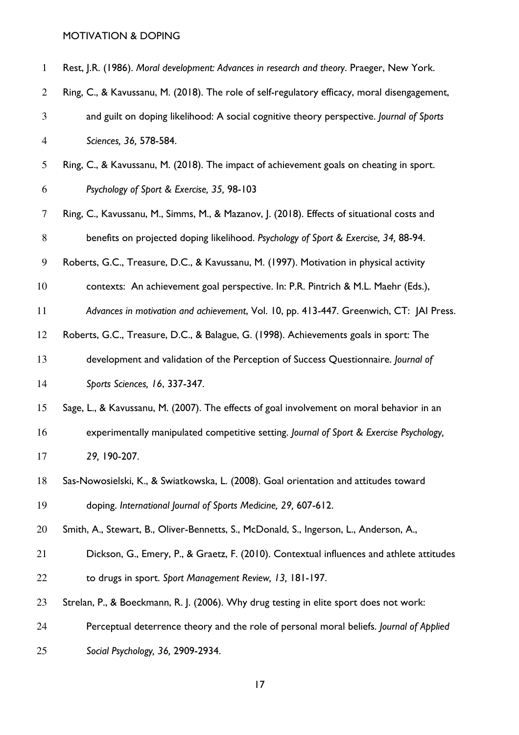Rest, J.R. (1986). *Moral development: Advances in research and theory*. Praeger, New York.

Ring, C., & Kavussanu, M. (2018). The role of self-regulatory efficacy, moral disengagement, and guilt on doping likelihood: A social cognitive theory perspective. *Journal of Sports Sciences, 36,* 578-584.

Ring, C., & Kavussanu, M. (2018). The impact of achievement goals on cheating in sport. *Psychology of Sport & Exercise, 35,* 98-103

Ring, C., Kavussanu, M., Simms, M., & Mazanov, J. (2018). Effects of situational costs and benefits on projected doping likelihood. *Psychology of Sport & Exercise, 34,* 88-94.

Roberts, G.C., Treasure, D.C., & Kavussanu, M. (1997). Motivation in physical activity contexts: An achievement goal perspective. In: P.R. Pintrich & M.L. Maehr (Eds.), *Advances in motivation and achievement*, Vol. 10, pp. 413-447. Greenwich, CT: JAI Press.

Roberts, G.C., Treasure, D.C., & Balague, G. (1998). Achievements goals in sport: The development and validation of the Perception of Success Questionnaire. *Journal of Sports Sciences, 16*, 337-347.

Sage, L., & Kavussanu, M. (2007). The effects of goal involvement on moral behavior in an experimentally manipulated competitive setting. *Journal of Sport & Exercise Psychology, 29,* 190-207.

Sas-Nowosielski, K., & Swiatkowska, L. (2008). Goal orientation and attitudes toward doping. *International Journal of Sports Medicine, 29,* 607-612.

Smith, A., Stewart, B., Oliver-Bennetts, S., McDonald, S., Ingerson, L., Anderson, A., Dickson, G., Emery, P., & Graetz, F. (2010). Contextual influences and athlete attitudes to drugs in sport. *Sport Management Review, 13,* 181-197.

Strelan, P., & Boeckmann, R. J. (2006). Why drug testing in elite sport does not work: Perceptual deterrence theory and the role of personal moral beliefs. *Journal of Applied Social Psychology, 36,* 2909-2934.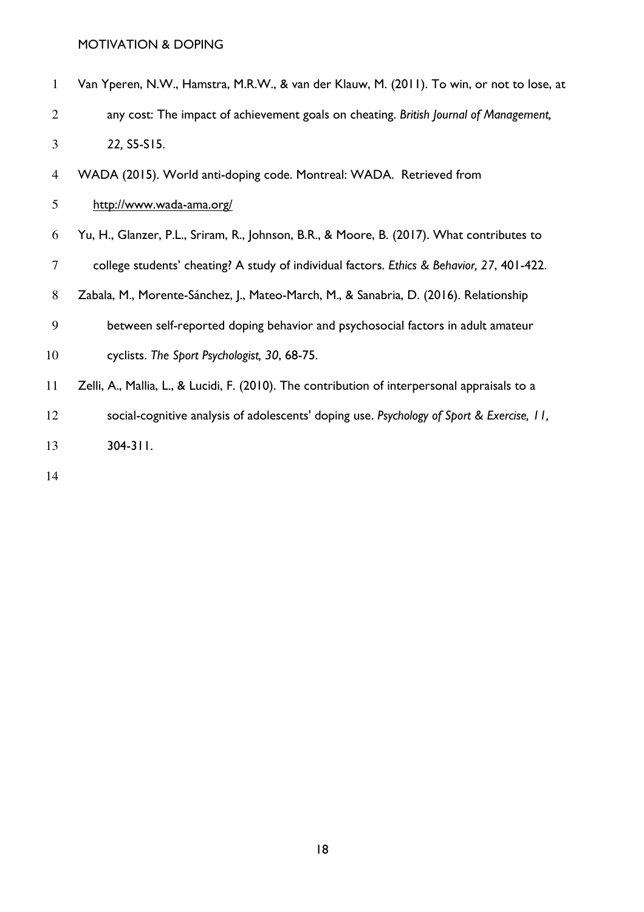Van Yperen, N.W., Hamstra, M.R.W., & van der Klauw, M. (2011). To win, or not to lose, at any cost: The impact of achievement goals on cheating. *British Journal of Management, 22,* S5-S15.

WADA (2015). World anti-doping code. Montreal: WADA. Retrieved from http://www.wada-ama.org/

Yu, H., Glanzer, P.L., Sriram, R., Johnson, B.R., & Moore, B. (2017). What contributes to college students' cheating? A study of individual factors. *Ethics & Behavior, 27*, 401-422.

Zabala, M., Morente-Sánchez, J., Mateo-March, M., & Sanabria, D. (2016). Relationship between self-reported doping behavior and psychosocial factors in adult amateur cyclists. *The Sport Psychologist, 30*, 68-75.

Zelli, A., Mallia, L., & Lucidi, F. (2010). The contribution of interpersonal appraisals to a social-cognitive analysis of adolescents' doping use. *Psychology of Sport & Exercise, 11,* 304-311.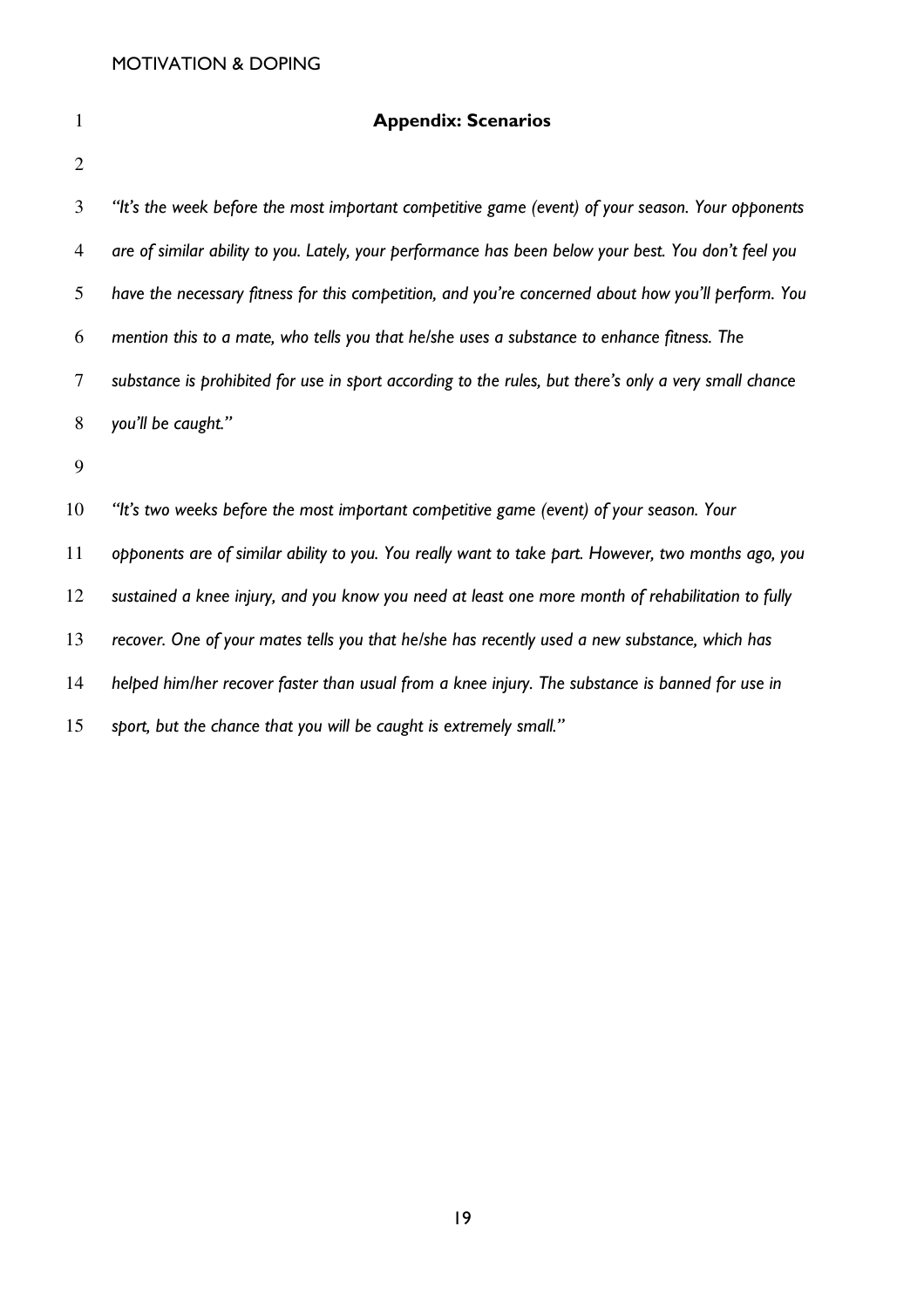## Appendix: Scenarios

*"It's the week before the most important competitive game (event) of your season. Your opponents are of similar ability to you. Lately, your performance has been below your best. You don't feel you have the necessary fitness for this competition, and you're concerned about how you'll perform. You mention this to a mate, who tells you that he/she uses a substance to enhance fitness. The substance is prohibited for use in sport according to the rules, but there's only a very small chance you'll be caught."*

*"It's two weeks before the most important competitive game (event) of your season. Your opponents are of similar ability to you. You really want to take part. However, two months ago, you sustained a knee injury, and you know you need at least one more month of rehabilitation to fully recover. One of your mates tells you that he/she has recently used a new substance, which has helped him/her recover faster than usual from a knee injury. The substance is banned for use in sport, but the chance that you will be caught is extremely small."*